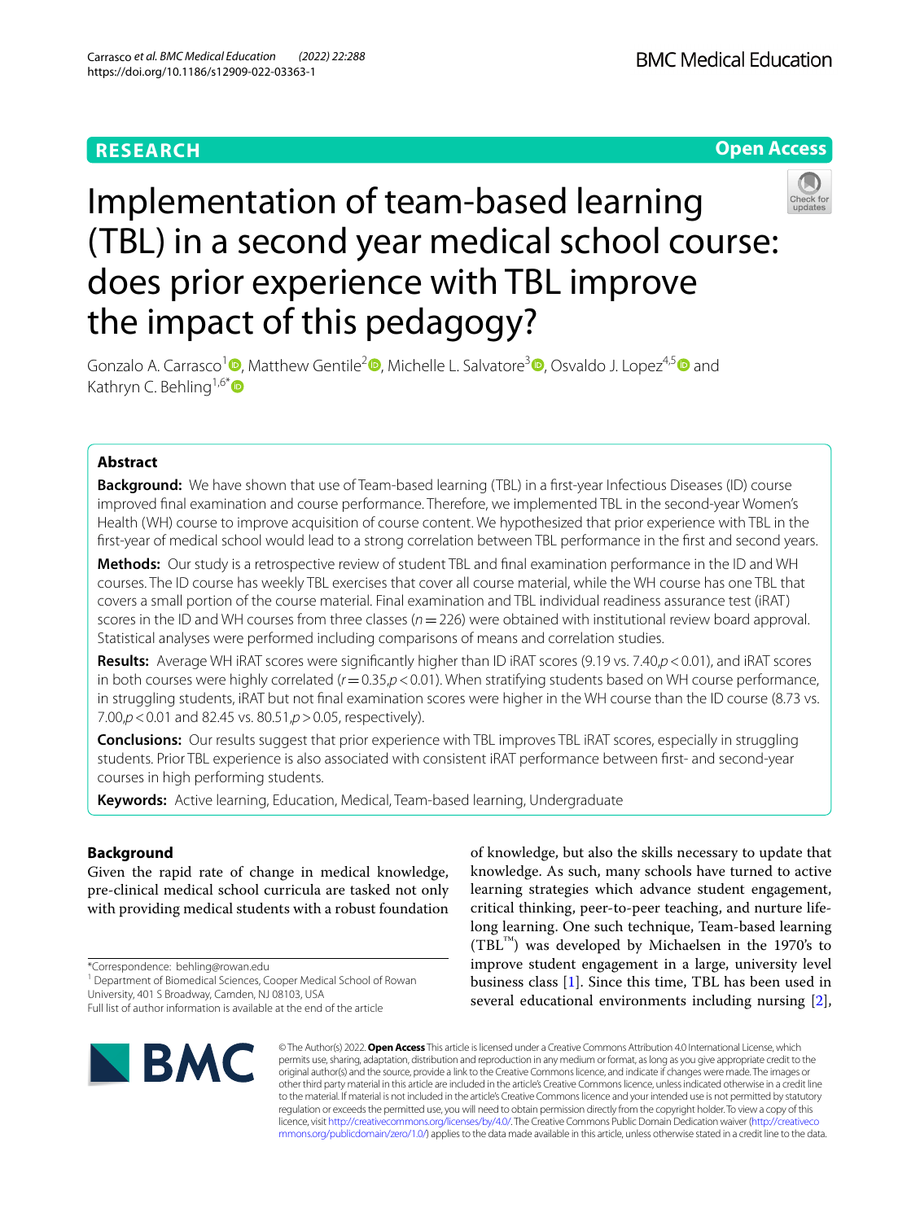RESEARCH

Open Access

# Implementation of team-based learning (TBL) in a second year medical school course: does prior experience with TBL improve the impact of this pedagogy?

Gonzalo A. Carrasco[1], Matthew Gentile[2], Michelle L. Salvatore[3], Osvaldo J. Lopez[4,5] and Kathryn C. Behling[1,6*]

## Abstract

**Background:** We have shown that use of Team-based learning (TBL) in a first-year Infectious Diseases (ID) course improved final examination and course performance. Therefore, we implemented TBL in the second-year Women's Health (WH) course to improve acquisition of course content. We hypothesized that prior experience with TBL in the first-year of medical school would lead to a strong correlation between TBL performance in the first and second years.

**Methods:** Our study is a retrospective review of student TBL and final examination performance in the ID and WH courses. The ID course has weekly TBL exercises that cover all course material, while the WH course has one TBL that covers a small portion of the course material. Final examination and TBL individual readiness assurance test (iRAT) scores in the ID and WH courses from three classes ($n = 226$) were obtained with institutional review board approval. Statistical analyses were performed including comparisons of means and correlation studies.

**Results:** Average WH iRAT scores were significantly higher than ID iRAT scores (9.19 vs. 7.40, $p < 0.01$), and iRAT scores in both courses were highly correlated ($r = 0.35, p < 0.01$). When stratifying students based on WH course performance, in struggling students, iRAT but not final examination scores were higher in the WH course than the ID course (8.73 vs. 7.00, $p < 0.01$ and 82.45 vs. 80.51, $p > 0.05$, respectively).

**Conclusions:** Our results suggest that prior experience with TBL improves TBL iRAT scores, especially in struggling students. Prior TBL experience is also associated with consistent iRAT performance between first- and second-year courses in high performing students.

**Keywords:** Active learning, Education, Medical, Team-based learning, Undergraduate

## Background

Given the rapid rate of change in medical knowledge, pre-clinical medical school curricula are tasked not only with providing medical students with a robust foundation of knowledge, but also the skills necessary to update that knowledge. As such, many schools have turned to active learning strategies which advance student engagement, critical thinking, peer-to-peer teaching, and nurture life-long learning. One such technique, Team-based learning (TBL™) was developed by Michaelsen in the 1970's to improve student engagement in a large, university level business class [1]. Since this time, TBL has been used in several educational environments including nursing [2],

*Correspondence: behling@rowan.edu
[1] Department of Biomedical Sciences, Cooper Medical School of Rowan University, 401 S Broadway, Camden, NJ 08103, USA
Full list of author information is available at the end of the article

© The Author(s) 2022. **Open Access** This article is licensed under a Creative Commons Attribution 4.0 International License, which permits use, sharing, adaptation, distribution and reproduction in any medium or format, as long as you give appropriate credit to the original author(s) and the source, provide a link to the Creative Commons licence, and indicate if changes were made. The images or other third party material in this article are included in the article's Creative Commons licence, unless indicated otherwise in a credit line to the material. If material is not included in the article's Creative Commons licence and your intended use is not permitted by statutory regulation or exceeds the permitted use, you will need to obtain permission directly from the copyright holder. To view a copy of this licence, visit http://creativecommons.org/licenses/by/4.0/. The Creative Commons Public Domain Dedication waiver (http://creativecommons.org/publicdomain/zero/1.0/) applies to the data made available in this article, unless otherwise stated in a credit line to the data.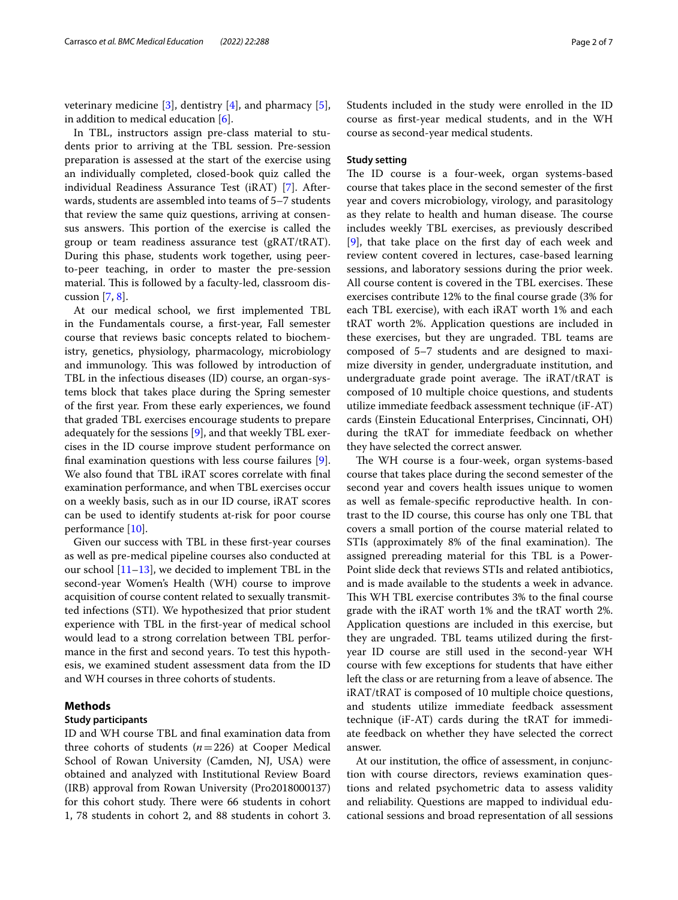veterinary medicine [3], dentistry [4], and pharmacy [5], in addition to medical education [6].

In TBL, instructors assign pre-class material to students prior to arriving at the TBL session. Pre-session preparation is assessed at the start of the exercise using an individually completed, closed-book quiz called the individual Readiness Assurance Test (iRAT) [7]. Afterwards, students are assembled into teams of 5–7 students that review the same quiz questions, arriving at consensus answers. This portion of the exercise is called the group or team readiness assurance test (gRAT/tRAT). During this phase, students work together, using peer-to-peer teaching, in order to master the pre-session material. This is followed by a faculty-led, classroom discussion [7, 8].

At our medical school, we first implemented TBL in the Fundamentals course, a first-year, Fall semester course that reviews basic concepts related to biochemistry, genetics, physiology, pharmacology, microbiology and immunology. This was followed by introduction of TBL in the infectious diseases (ID) course, an organ-systems block that takes place during the Spring semester of the first year. From these early experiences, we found that graded TBL exercises encourage students to prepare adequately for the sessions [9], and that weekly TBL exercises in the ID course improve student performance on final examination questions with less course failures [9]. We also found that TBL iRAT scores correlate with final examination performance, and when TBL exercises occur on a weekly basis, such as in our ID course, iRAT scores can be used to identify students at-risk for poor course performance [10].

Given our success with TBL in these first-year courses as well as pre-medical pipeline courses also conducted at our school [11–13], we decided to implement TBL in the second-year Women's Health (WH) course to improve acquisition of course content related to sexually transmitted infections (STI). We hypothesized that prior student experience with TBL in the first-year of medical school would lead to a strong correlation between TBL performance in the first and second years. To test this hypothesis, we examined student assessment data from the ID and WH courses in three cohorts of students.

## Methods

### Study participants

ID and WH course TBL and final examination data from three cohorts of students ($n = 226$) at Cooper Medical School of Rowan University (Camden, NJ, USA) were obtained and analyzed with Institutional Review Board (IRB) approval from Rowan University (Pro2018000137) for this cohort study. There were 66 students in cohort 1, 78 students in cohort 2, and 88 students in cohort 3. Students included in the study were enrolled in the ID course as first-year medical students, and in the WH course as second-year medical students.

### Study setting

The ID course is a four-week, organ systems-based course that takes place in the second semester of the first year and covers microbiology, virology, and parasitology as they relate to health and human disease. The course includes weekly TBL exercises, as previously described [9], that take place on the first day of each week and review content covered in lectures, case-based learning sessions, and laboratory sessions during the prior week. All course content is covered in the TBL exercises. These exercises contribute 12% to the final course grade (3% for each TBL exercise), with each iRAT worth 1% and each tRAT worth 2%. Application questions are included in these exercises, but they are ungraded. TBL teams are composed of 5–7 students and are designed to maximize diversity in gender, undergraduate institution, and undergraduate grade point average. The iRAT/tRAT is composed of 10 multiple choice questions, and students utilize immediate feedback assessment technique (iF-AT) cards (Einstein Educational Enterprises, Cincinnati, OH) during the tRAT for immediate feedback on whether they have selected the correct answer.

The WH course is a four-week, organ systems-based course that takes place during the second semester of the second year and covers health issues unique to women as well as female-specific reproductive health. In contrast to the ID course, this course has only one TBL that covers a small portion of the course material related to STIs (approximately 8% of the final examination). The assigned prereading material for this TBL is a PowerPoint slide deck that reviews STIs and related antibiotics, and is made available to the students a week in advance. This WH TBL exercise contributes 3% to the final course grade with the iRAT worth 1% and the tRAT worth 2%. Application questions are included in this exercise, but they are ungraded. TBL teams utilized during the first-year ID course are still used in the second-year WH course with few exceptions for students that have either left the class or are returning from a leave of absence. The iRAT/tRAT is composed of 10 multiple choice questions, and students utilize immediate feedback assessment technique (iF-AT) cards during the tRAT for immediate feedback on whether they have selected the correct answer.

At our institution, the office of assessment, in conjunction with course directors, reviews examination questions and related psychometric data to assess validity and reliability. Questions are mapped to individual educational sessions and broad representation of all sessions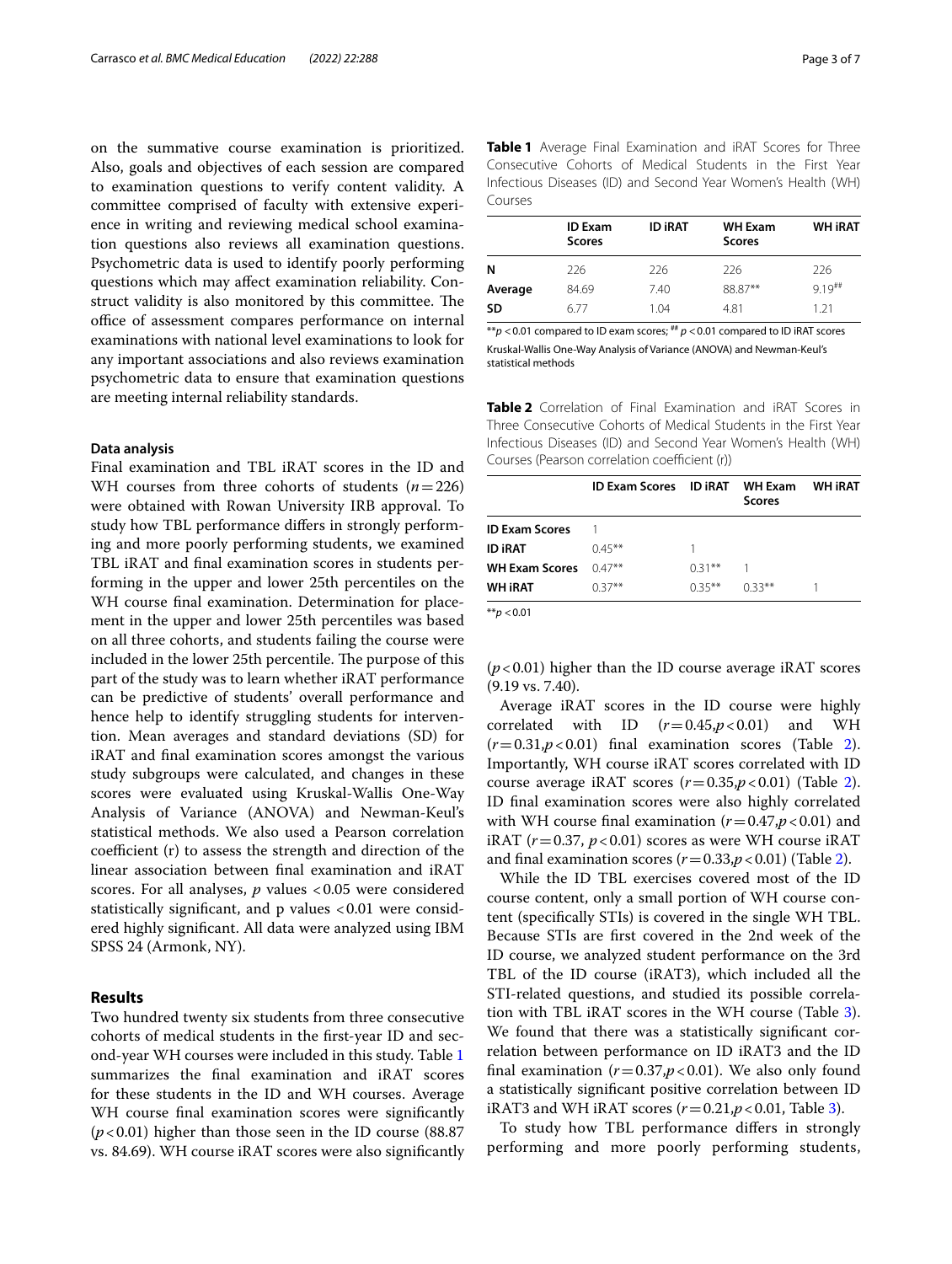on the summative course examination is prioritized. Also, goals and objectives of each session are compared to examination questions to verify content validity. A committee comprised of faculty with extensive experience in writing and reviewing medical school examination questions also reviews all examination questions. Psychometric data is used to identify poorly performing questions which may affect examination reliability. Construct validity is also monitored by this committee. The office of assessment compares performance on internal examinations with national level examinations to look for any important associations and also reviews examination psychometric data to ensure that examination questions are meeting internal reliability standards.

### Data analysis

Final examination and TBL iRAT scores in the ID and WH courses from three cohorts of students ($n = 226$) were obtained with Rowan University IRB approval. To study how TBL performance differs in strongly performing and more poorly performing students, we examined TBL iRAT and final examination scores in students performing in the upper and lower 25th percentiles on the WH course final examination. Determination for placement in the upper and lower 25th percentiles was based on all three cohorts, and students failing the course were included in the lower 25th percentile. The purpose of this part of the study was to learn whether iRAT performance can be predictive of students' overall performance and hence help to identify struggling students for intervention. Mean averages and standard deviations (SD) for iRAT and final examination scores amongst the various study subgroups were calculated, and changes in these scores were evaluated using Kruskal-Wallis One-Way Analysis of Variance (ANOVA) and Newman-Keul's statistical methods. We also used a Pearson correlation coefficient (r) to assess the strength and direction of the linear association between final examination and iRAT scores. For all analyses, $p$ values $< 0.05$ were considered statistically significant, and p values $< 0.01$ were considered highly significant. All data were analyzed using IBM SPSS 24 (Armonk, NY).

## Results

Two hundred twenty six students from three consecutive cohorts of medical students in the first-year ID and second-year WH courses were included in this study. Table 1 summarizes the final examination and iRAT scores for these students in the ID and WH courses. Average WH course final examination scores were significantly ($p < 0.01$) higher than those seen in the ID course (88.87 vs. 84.69). WH course iRAT scores were also significantly ($p < 0.01$) higher than the ID course average iRAT scores (9.19 vs. 7.40).

**Table 1** Average Final Examination and iRAT Scores for Three Consecutive Cohorts of Medical Students in the First Year Infectious Diseases (ID) and Second Year Women's Health (WH) Courses

| | ID Exam Scores | ID iRAT | WH Exam Scores | WH iRAT |
|---|---|---|---|---|
| **N** | 226 | 226 | 226 | 226 |
| **Average** | 84.69 | 7.40 | 88.87** | 9.19## |
| **SD** | 6.77 | 1.04 | 4.81 | 1.21 |

**$p < 0.01$ compared to ID exam scores; ## $p < 0.01$ compared to ID iRAT scores

Kruskal-Wallis One-Way Analysis of Variance (ANOVA) and Newman-Keul's statistical methods

**Table 2** Correlation of Final Examination and iRAT Scores in Three Consecutive Cohorts of Medical Students in the First Year Infectious Diseases (ID) and Second Year Women's Health (WH) Courses (Pearson correlation coefficient (r))

| | ID Exam Scores | ID iRAT | WH Exam Scores | WH iRAT |
|---|---|---|---|---|
| **ID Exam Scores** | 1 | | | |
| **ID iRAT** | 0.45** | 1 | | |
| **WH Exam Scores** | 0.47** | 0.31** | 1 | |
| **WH iRAT** | 0.37** | 0.35** | 0.33** | 1 |

**$p < 0.01$

Average iRAT scores in the ID course were highly correlated with ID ($r = 0.45, p < 0.01$) and WH ($r = 0.31, p < 0.01$) final examination scores (Table 2). Importantly, WH course iRAT scores correlated with ID course average iRAT scores ($r = 0.35, p < 0.01$) (Table 2). ID final examination scores were also highly correlated with WH course final examination ($r = 0.47, p < 0.01$) and iRAT ($r = 0.37$, $p < 0.01$) scores as were WH course iRAT and final examination scores ($r = 0.33, p < 0.01$) (Table 2).

While the ID TBL exercises covered most of the ID course content, only a small portion of WH course content (specifically STIs) is covered in the single WH TBL. Because STIs are first covered in the 2nd week of the ID course, we analyzed student performance on the 3rd TBL of the ID course (iRAT3), which included all the STI-related questions, and studied its possible correlation with TBL iRAT scores in the WH course (Table 3). We found that there was a statistically significant correlation between performance on ID iRAT3 and the ID final examination ($r = 0.37, p < 0.01$). We also only found a statistically significant positive correlation between ID iRAT3 and WH iRAT scores ($r = 0.21, p < 0.01$, Table 3).

To study how TBL performance differs in strongly performing and more poorly performing students,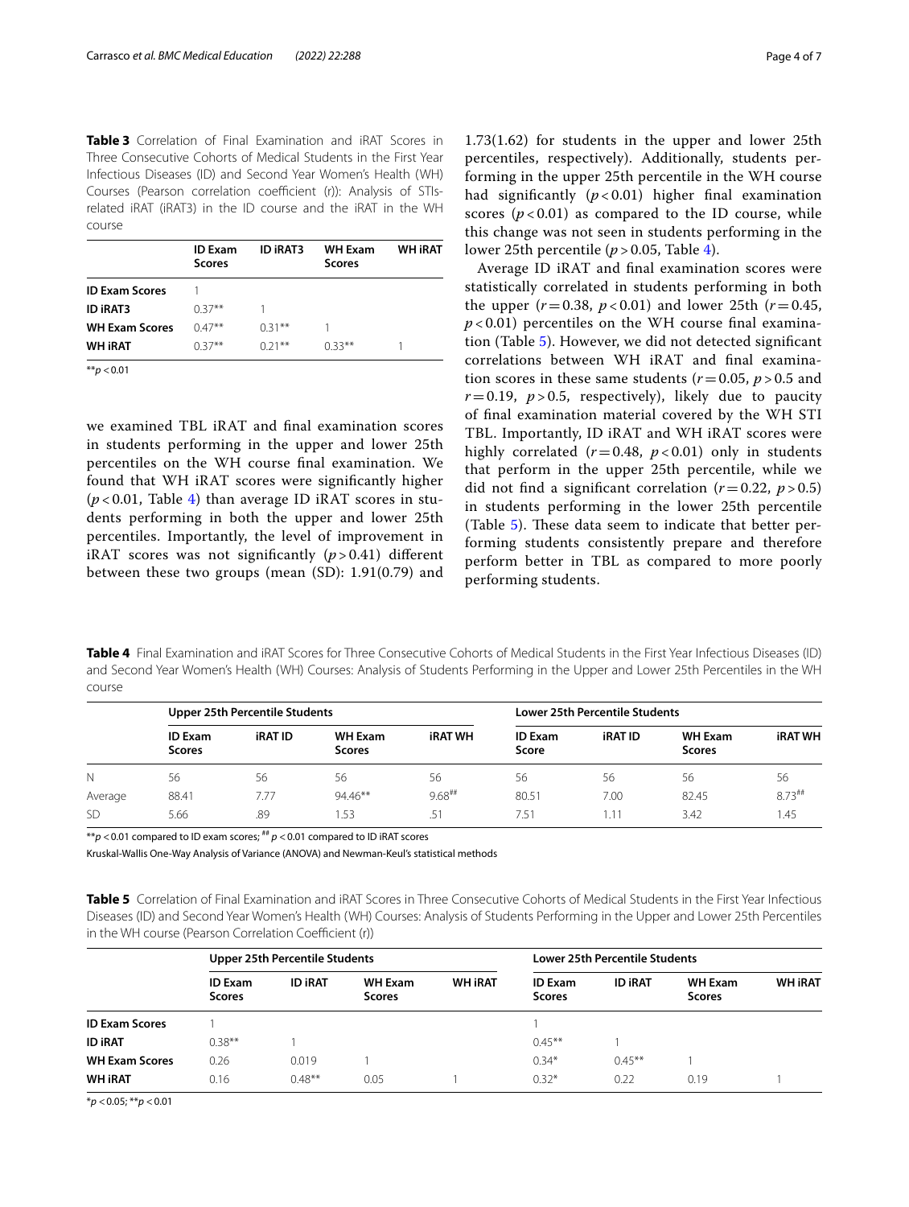**Table 3** Correlation of Final Examination and iRAT Scores in Three Consecutive Cohorts of Medical Students in the First Year Infectious Diseases (ID) and Second Year Women's Health (WH) Courses (Pearson correlation coefficient (r)): Analysis of STIs-related iRAT (iRAT3) in the ID course and the iRAT in the WH course

| | ID Exam Scores | ID iRAT3 | WH Exam Scores | WH iRAT |
|---|---|---|---|---|
| **ID Exam Scores** | 1 | | | |
| **ID iRAT3** | 0.37** | 1 | | |
| **WH Exam Scores** | 0.47** | 0.31** | 1 | |
| **WH iRAT** | 0.37** | 0.21** | 0.33** | 1 |

**$p < 0.01$

we examined TBL iRAT and final examination scores in students performing in the upper and lower 25th percentiles on the WH course final examination. We found that WH iRAT scores were significantly higher ($p < 0.01$, Table 4) than average ID iRAT scores in students performing in both the upper and lower 25th percentiles. Importantly, the level of improvement in iRAT scores was not significantly ($p > 0.41$) different between these two groups (mean (SD): 1.91(0.79) and 1.73(1.62) for students in the upper and lower 25th percentiles, respectively). Additionally, students performing in the upper 25th percentile in the WH course had significantly ($p < 0.01$) higher final examination scores ($p < 0.01$) as compared to the ID course, while this change was not seen in students performing in the lower 25th percentile ($p > 0.05$, Table 4).

Average ID iRAT and final examination scores were statistically correlated in students performing in both the upper ($r = 0.38$, $p < 0.01$) and lower 25th ($r = 0.45$, $p < 0.01$) percentiles on the WH course final examination (Table 5). However, we did not detected significant correlations between WH iRAT and final examination scores in these same students ($r = 0.05$, $p > 0.5$ and $r = 0.19$, $p > 0.5$, respectively), likely due to paucity of final examination material covered by the WH STI TBL. Importantly, ID iRAT and WH iRAT scores were highly correlated ($r = 0.48$, $p < 0.01$) only in students that perform in the upper 25th percentile, while we did not find a significant correlation ($r = 0.22$, $p > 0.5$) in students performing in the lower 25th percentile (Table 5). These data seem to indicate that better performing students consistently prepare and therefore perform better in TBL as compared to more poorly performing students.

**Table 4** Final Examination and iRAT Scores for Three Consecutive Cohorts of Medical Students in the First Year Infectious Diseases (ID) and Second Year Women's Health (WH) Courses: Analysis of Students Performing in the Upper and Lower 25th Percentiles in the WH course

| | Upper 25th Percentile Students | | | | Lower 25th Percentile Students | | | |
|---|---|---|---|---|---|---|---|---|
| | ID Exam Scores | iRAT ID | WH Exam Scores | iRAT WH | ID Exam Score | iRAT ID | WH Exam Scores | iRAT WH |
| N | 56 | 56 | 56 | 56 | 56 | 56 | 56 | 56 |
| Average | 88.41 | 7.77 | 94.46** | 9.68## | 80.51 | 7.00 | 82.45 | 8.73## |
| SD | 5.66 | .89 | 1.53 | .51 | 7.51 | 1.11 | 3.42 | 1.45 |

**$p < 0.01$ compared to ID exam scores; ## $p < 0.01$ compared to ID iRAT scores

Kruskal-Wallis One-Way Analysis of Variance (ANOVA) and Newman-Keul's statistical methods

**Table 5** Correlation of Final Examination and iRAT Scores in Three Consecutive Cohorts of Medical Students in the First Year Infectious Diseases (ID) and Second Year Women's Health (WH) Courses: Analysis of Students Performing in the Upper and Lower 25th Percentiles in the WH course (Pearson Correlation Coefficient (r))

| | Upper 25th Percentile Students | | | | Lower 25th Percentile Students | | | |
|---|---|---|---|---|---|---|---|---|
| | ID Exam Scores | ID iRAT | WH Exam Scores | WH iRAT | ID Exam Scores | ID iRAT | WH Exam Scores | WH iRAT |
| **ID Exam Scores** | 1 | | | | 1 | | | |
| **ID iRAT** | 0.38** | 1 | | | 0.45** | 1 | | |
| **WH Exam Scores** | 0.26 | 0.019 | 1 | | 0.34* | 0.45** | 1 | |
| **WH iRAT** | 0.16 | 0.48** | 0.05 | 1 | 0.32* | 0.22 | 0.19 | 1 |

*$p < 0.05$; **$p < 0.01$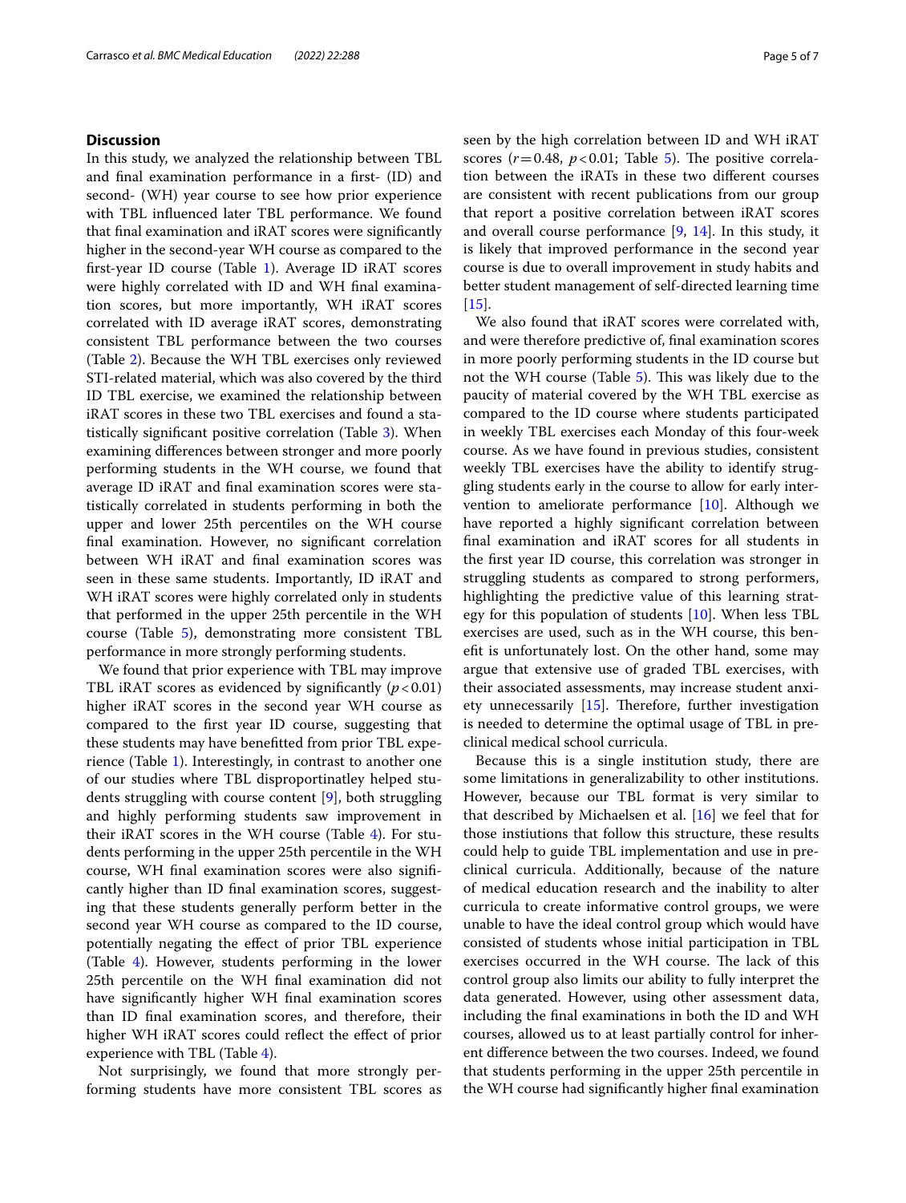## Discussion

In this study, we analyzed the relationship between TBL and final examination performance in a first- (ID) and second- (WH) year course to see how prior experience with TBL influenced later TBL performance. We found that final examination and iRAT scores were significantly higher in the second-year WH course as compared to the first-year ID course (Table 1). Average ID iRAT scores were highly correlated with ID and WH final examination scores, but more importantly, WH iRAT scores correlated with ID average iRAT scores, demonstrating consistent TBL performance between the two courses (Table 2). Because the WH TBL exercises only reviewed STI-related material, which was also covered by the third ID TBL exercise, we examined the relationship between iRAT scores in these two TBL exercises and found a statistically significant positive correlation (Table 3). When examining differences between stronger and more poorly performing students in the WH course, we found that average ID iRAT and final examination scores were statistically correlated in students performing in both the upper and lower 25th percentiles on the WH course final examination. However, no significant correlation between WH iRAT and final examination scores was seen in these same students. Importantly, ID iRAT and WH iRAT scores were highly correlated only in students that performed in the upper 25th percentile in the WH course (Table 5), demonstrating more consistent TBL performance in more strongly performing students.

We found that prior experience with TBL may improve TBL iRAT scores as evidenced by significantly ($p<0.01$) higher iRAT scores in the second year WH course as compared to the first year ID course, suggesting that these students may have benefitted from prior TBL experience (Table 1). Interestingly, in contrast to another one of our studies where TBL disproportinatley helped students struggling with course content [9], both struggling and highly performing students saw improvement in their iRAT scores in the WH course (Table 4). For students performing in the upper 25th percentile in the WH course, WH final examination scores were also significantly higher than ID final examination scores, suggesting that these students generally perform better in the second year WH course as compared to the ID course, potentially negating the effect of prior TBL experience (Table 4). However, students performing in the lower 25th percentile on the WH final examination did not have significantly higher WH final examination scores than ID final examination scores, and therefore, their higher WH iRAT scores could reflect the effect of prior experience with TBL (Table 4).

Not surprisingly, we found that more strongly performing students have more consistent TBL scores as seen by the high correlation between ID and WH iRAT scores ($r=0.48$, $p<0.01$; Table 5). The positive correlation between the iRATs in these two different courses are consistent with recent publications from our group that report a positive correlation between iRAT scores and overall course performance [9, 14]. In this study, it is likely that improved performance in the second year course is due to overall improvement in study habits and better student management of self-directed learning time [15].

We also found that iRAT scores were correlated with, and were therefore predictive of, final examination scores in more poorly performing students in the ID course but not the WH course (Table 5). This was likely due to the paucity of material covered by the WH TBL exercise as compared to the ID course where students participated in weekly TBL exercises each Monday of this four-week course. As we have found in previous studies, consistent weekly TBL exercises have the ability to identify struggling students early in the course to allow for early intervention to ameliorate performance [10]. Although we have reported a highly significant correlation between final examination and iRAT scores for all students in the first year ID course, this correlation was stronger in struggling students as compared to strong performers, highlighting the predictive value of this learning strategy for this population of students [10]. When less TBL exercises are used, such as in the WH course, this benefit is unfortunately lost. On the other hand, some may argue that extensive use of graded TBL exercises, with their associated assessments, may increase student anxiety unnecessarily [15]. Therefore, further investigation is needed to determine the optimal usage of TBL in preclinical medical school curricula.

Because this is a single institution study, there are some limitations in generalizability to other institutions. However, because our TBL format is very similar to that described by Michaelsen et al. [16] we feel that for those instiutions that follow this structure, these results could help to guide TBL implementation and use in preclinical curricula. Additionally, because of the nature of medical education research and the inability to alter curricula to create informative control groups, we were unable to have the ideal control group which would have consisted of students whose initial participation in TBL exercises occurred in the WH course. The lack of this control group also limits our ability to fully interpret the data generated. However, using other assessment data, including the final examinations in both the ID and WH courses, allowed us to at least partially control for inherent difference between the two courses. Indeed, we found that students performing in the upper 25th percentile in the WH course had significantly higher final examination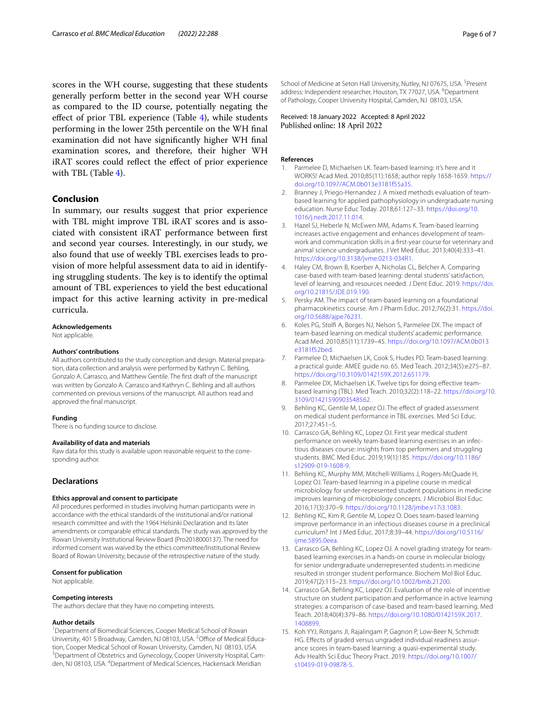scores in the WH course, suggesting that these students generally perform better in the second year WH course as compared to the ID course, potentially negating the effect of prior TBL experience (Table 4), while students performing in the lower 25th percentile on the WH final examination did not have significantly higher WH final examination scores, and therefore, their higher WH iRAT scores could reflect the effect of prior experience with TBL (Table 4).

## Conclusion

In summary, our results suggest that prior experience with TBL might improve TBL iRAT scores and is associated with consistent iRAT performance between first and second year courses. Interestingly, in our study, we also found that use of weekly TBL exercises leads to provision of more helpful assessment data to aid in identifying struggling students. The key is to identify the optimal amount of TBL experiences to yield the best educational impact for this active learning activity in pre-medical curricula.

#### Acknowledgements

Not applicable.

#### Authors' contributions

All authors contributed to the study conception and design. Material preparation, data collection and analysis were performed by Kathryn C. Behling, Gonzalo A. Carrasco, and Matthew Gentile. The first draft of the manuscript was written by Gonzalo A. Carrasco and Kathryn C. Behling and all authors commented on previous versions of the manuscript. All authors read and approved the final manuscript.

#### Funding

There is no funding source to disclose.

#### Availability of data and materials

Raw data for this study is available upon reasonable request to the corresponding author.

### Declarations

#### Ethics approval and consent to participate

All procedures performed in studies involving human participants were in accordance with the ethical standards of the institutional and/or national research committee and with the 1964 Helsinki Declaration and its later amendments or comparable ethical standards. The study was approved by the Rowan University Institutional Review Board (Pro2018000137). The need for informed consent was waived by the ethics committee/Institutional Review Board of Rowan University, because of the retrospective nature of the study.

#### Consent for publication

Not applicable.

#### Competing interests

The authors declare that they have no competing interests.

#### Author details

[1]Department of Biomedical Sciences, Cooper Medical School of Rowan University, 401 S Broadway, Camden, NJ 08103, USA. [2]Office of Medical Education, Cooper Medical School of Rowan University, Camden, NJ 08103, USA. [3]Department of Obstetrics and Gynecology, Cooper University Hospital, Camden, NJ 08103, USA. [4]Department of Medical Sciences, Hackensack Meridian School of Medicine at Seton Hall University, Nutley, NJ 07675, USA. [5]Present address: Independent researcher, Houston, TX 77027, USA. [6]Department of Pathology, Cooper University Hospital, Camden, NJ 08103, USA.

Received: 18 January 2022 Accepted: 8 April 2022
Published online: 18 April 2022

#### References

1. Parmelee D, Michaelsen LK. Team-based learning: it's here and it WORKS! Acad Med. 2010;85(11):1658; author reply 1658-1659. https://doi.org/10.1097/ACM.0b013e3181f55a35.
2. Branney J, Priego-Hernandez J. A mixed methods evaluation of team-based learning for applied pathophysiology in undergraduate nursing education. Nurse Educ Today. 2018;61:127–33. https://doi.org/10.1016/j.nedt.2017.11.014.
3. Hazel SJ, Heberle N, McEwen MM, Adams K. Team-based learning increases active engagement and enhances development of teamwork and communication skills in a first-year course for veterinary and animal science undergraduates. J Vet Med Educ. 2013;40(4):333–41. https://doi.org/10.3138/jvme.0213-034R1.
4. Haley CM, Brown B, Koerber A, Nicholas CL, Belcher A. Comparing case-based with team-based learning: dental students' satisfaction, level of learning, and resources needed. J Dent Educ. 2019. https://doi.org/10.21815/JDE.019.190.
5. Persky AM. The impact of team-based learning on a foundational pharmacokinetics course. Am J Pharm Educ. 2012;76(2):31. https://doi.org/10.5688/ajpe76231.
6. Koles PG, Stolfi A, Borges NJ, Nelson S, Parmelee DX. The impact of team-based learning on medical students' academic performance. Acad Med. 2010;85(11):1739–45. https://doi.org/10.1097/ACM.0b013e3181f52bed.
7. Parmelee D, Michaelsen LK, Cook S, Hudes PD. Team-based learning: a practical guide: AMEE guide no. 65. Med Teach. 2012;34(5):e275–87. https://doi.org/10.3109/0142159X.2012.651179.
8. Parmelee DX, Michaelsen LK. Twelve tips for doing effective team-based learning (TBL). Med Teach. 2010;32(2):118–22. https://doi.org/10.3109/01421590903548562.
9. Behling KC, Gentile M, Lopez OJ. The effect of graded assessment on medical student performance in TBL exercises. Med Sci Educ. 2017;27:451–5.
10. Carrasco GA, Behling KC, Lopez OJ. First year medical student performance on weekly team-based learning exercises in an infectious diseases course: insights from top performers and struggling students. BMC Med Educ. 2019;19(1):185. https://doi.org/10.1186/s12909-019-1608-9.
11. Behling KC, Murphy MM, Mitchell-Williams J, Rogers-McQuade H, Lopez OJ. Team-based learning in a pipeline course in medical microbiology for under-represented student populations in medicine improves learning of microbiology concepts. J Microbiol Biol Educ. 2016;17(3):370–9. https://doi.org/10.1128/jmbe.v17i3.1083.
12. Behling KC, Kim R, Gentile M, Lopez O. Does team-based learning improve performance in an infectious diseases course in a preclinical curriculum? Int J Med Educ. 2017;8:39–44. https://doi.org/10.5116/ijme.5895.0eea.
13. Carrasco GA, Behling KC, Lopez OJ. A novel grading strategy for team-based learning exercises in a hands-on course in molecular biology for senior undergraduate underrepresented students in medicine resulted in stronger student performance. Biochem Mol Biol Educ. 2019;47(2):115–23. https://doi.org/10.1002/bmb.21200.
14. Carrasco GA, Behling KC, Lopez OJ. Evaluation of the role of incentive structure on student participation and performance in active learning strategies: a comparison of case-based and team-based learning. Med Teach. 2018;40(4):379–86. https://doi.org/10.1080/0142159X.2017.1408899.
15. Koh YYJ, Rotgans JI, Rajalingam P, Gagnon P, Low-Beer N, Schmidt HG. Effects of graded versus ungraded individual readiness assurance scores in team-based learning: a quasi-experimental study. Adv Health Sci Educ Theory Pract. 2019. https://doi.org/10.1007/s10459-019-09878-5.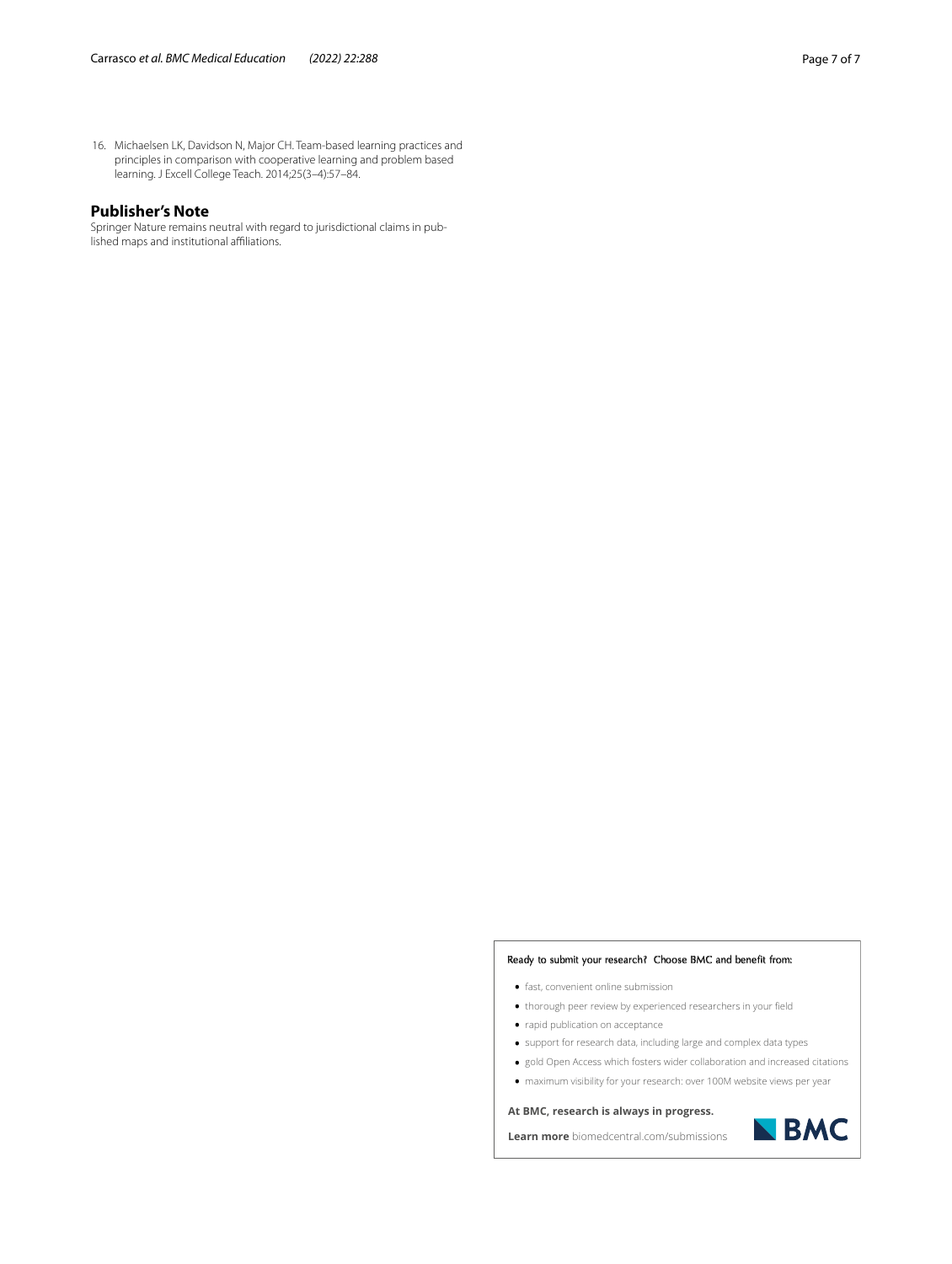16. Michaelsen LK, Davidson N, Major CH. Team-based learning practices and principles in comparison with cooperative learning and problem based learning. J Excell College Teach. 2014;25(3–4):57–84.

## Publisher's Note

Springer Nature remains neutral with regard to jurisdictional claims in published maps and institutional affiliations.

Ready to submit your research? Choose BMC and benefit from:

- fast, convenient online submission
- thorough peer review by experienced researchers in your field
- rapid publication on acceptance
- support for research data, including large and complex data types
- gold Open Access which fosters wider collaboration and increased citations
- maximum visibility for your research: over 100M website views per year

**At BMC, research is always in progress.**

**Learn more** biomedcentral.com/submissions

BMC